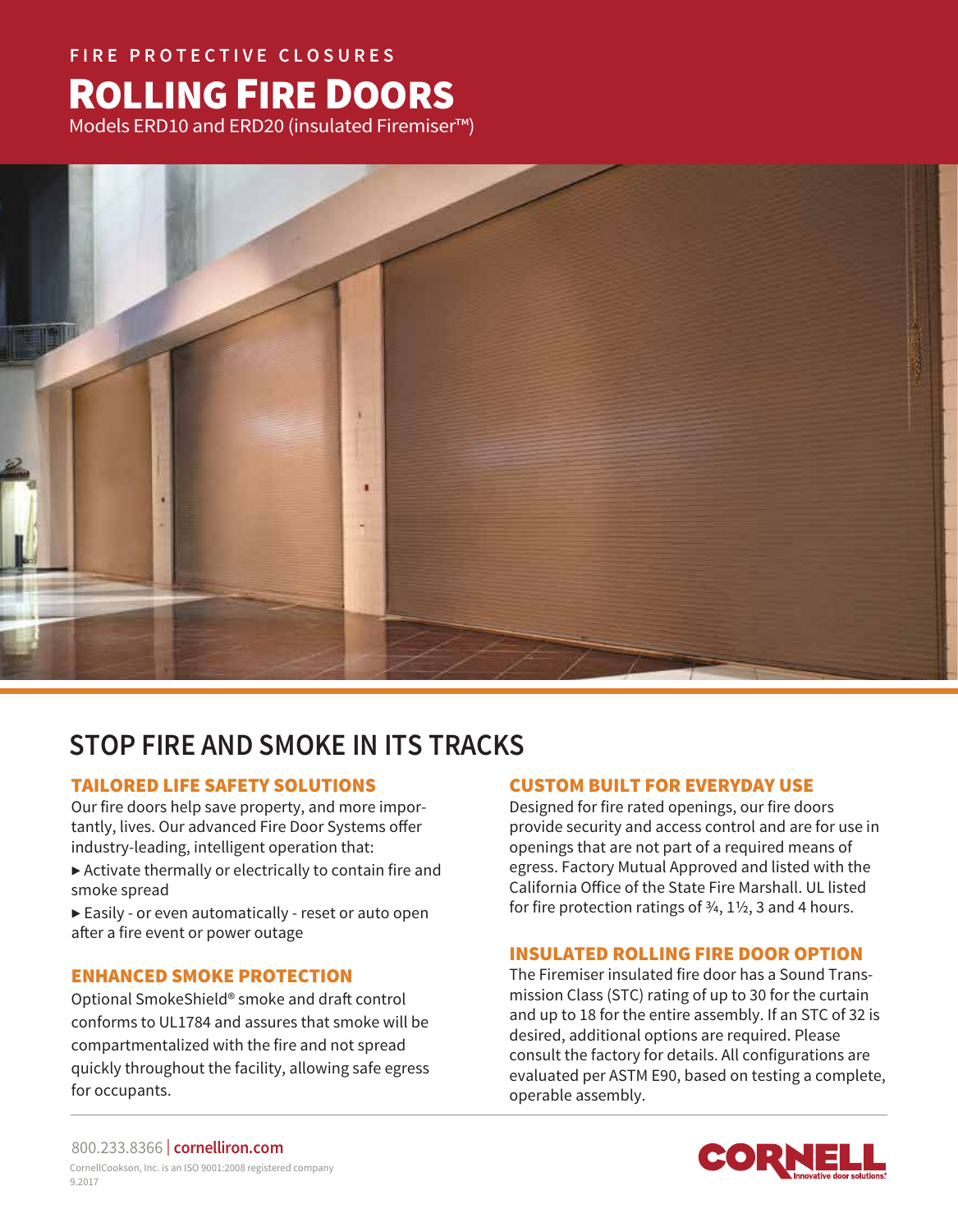FIRE PROTECTIVE CLOSURES

# ROLLING FIRE DOORS

Models ERD10 and ERD20 (insulated Firemiser™)

## STOP FIRE AND SMOKE IN ITS TRACKS

### TAILORED LIFE SAFETY SOLUTIONS

Our fire doors help save property, and more importantly, lives. Our advanced Fire Door Systems offer industry-leading, intelligent operation that:

- ▸ Activate thermally or electrically to contain fire and smoke spread
- ▸ Easily - or even automatically - reset or auto open after a fire event or power outage

### ENHANCED SMOKE PROTECTION

Optional SmokeShield® smoke and draft control conforms to UL1784 and assures that smoke will be compartmentalized with the fire and not spread quickly throughout the facility, allowing safe egress for occupants.

### CUSTOM BUILT FOR EVERYDAY USE

Designed for fire rated openings, our fire doors provide security and access control and are for use in openings that are not part of a required means of egress. Factory Mutual Approved and listed with the California Office of the State Fire Marshall. UL listed for fire protection ratings of ¾, 1½, 3 and 4 hours.

### INSULATED ROLLING FIRE DOOR OPTION

The Firemiser insulated fire door has a Sound Transmission Class (STC) rating of up to 30 for the curtain and up to 18 for the entire assembly. If an STC of 32 is desired, additional options are required. Please consult the factory for details. All configurations are evaluated per ASTM E90, based on testing a complete, operable assembly.

800.233.8366 | **cornelliron.com**

CornellCookson, Inc. is an ISO 9001:2008 registered company

9.2017

CORNELL Innovative door solutions.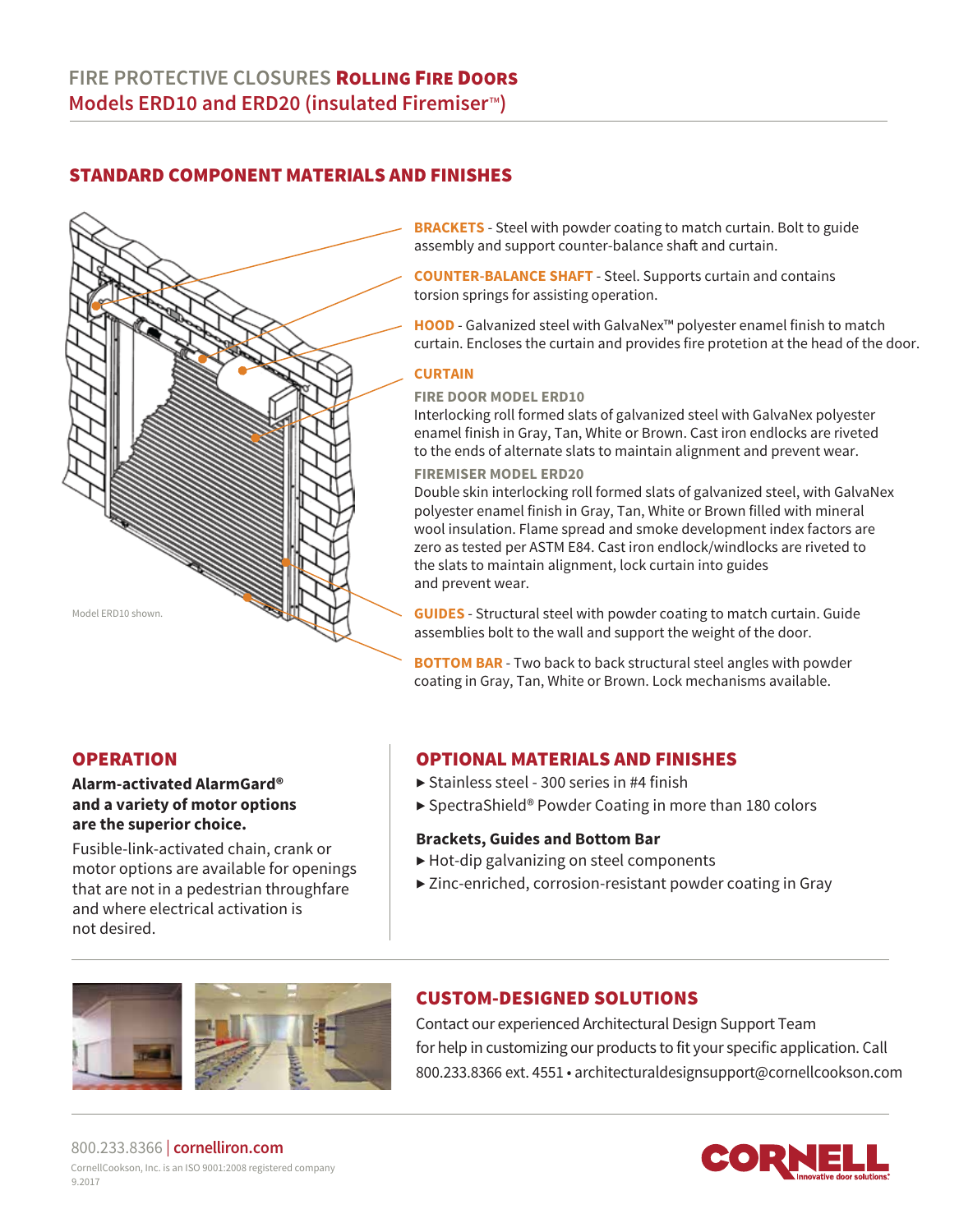# FIRE PROTECTIVE CLOSURES **ROLLING FIRE DOORS**
## Models ERD10 and ERD20 (insulated Firemiser™)

## STANDARD COMPONENT MATERIALS AND FINISHES

Model ERD10 shown.

**BRACKETS** - Steel with powder coating to match curtain. Bolt to guide assembly and support counter-balance shaft and curtain.

**COUNTER-BALANCE SHAFT** - Steel. Supports curtain and contains torsion springs for assisting operation.

**HOOD** - Galvanized steel with GalvaNex™ polyester enamel finish to match curtain. Encloses the curtain and provides fire protetion at the head of the door.

**CURTAIN**

**FIRE DOOR MODEL ERD10**

Interlocking roll formed slats of galvanized steel with GalvaNex polyester enamel finish in Gray, Tan, White or Brown. Cast iron endlocks are riveted to the ends of alternate slats to maintain alignment and prevent wear.

**FIREMISER MODEL ERD20**

Double skin interlocking roll formed slats of galvanized steel, with GalvaNex polyester enamel finish in Gray, Tan, White or Brown filled with mineral wool insulation. Flame spread and smoke development index factors are zero as tested per ASTM E84. Cast iron endlock/windlocks are riveted to the slats to maintain alignment, lock curtain into guides and prevent wear.

**GUIDES** - Structural steel with powder coating to match curtain. Guide assemblies bolt to the wall and support the weight of the door.

**BOTTOM BAR** - Two back to back structural steel angles with powder coating in Gray, Tan, White or Brown. Lock mechanisms available.

## OPERATION

**Alarm-activated AlarmGard® and a variety of motor options are the superior choice.**

Fusible-link-activated chain, crank or motor options are available for openings that are not in a pedestrian throughfare and where electrical activation is not desired.

## OPTIONAL MATERIALS AND FINISHES

- Stainless steel - 300 series in #4 finish
- SpectraShield® Powder Coating in more than 180 colors

**Brackets, Guides and Bottom Bar**

- Hot-dip galvanizing on steel components
- Zinc-enriched, corrosion-resistant powder coating in Gray

## CUSTOM-DESIGNED SOLUTIONS

Contact our experienced Architectural Design Support Team for help in customizing our products to fit your specific application. Call 800.233.8366 ext. 4551 • architecturaldesignsupport@cornellcookson.com

800.233.8366 | cornelliron.com

CornellCookson, Inc. is an ISO 9001:2008 registered company

9.2017

CORNELL Innovative door solutions.